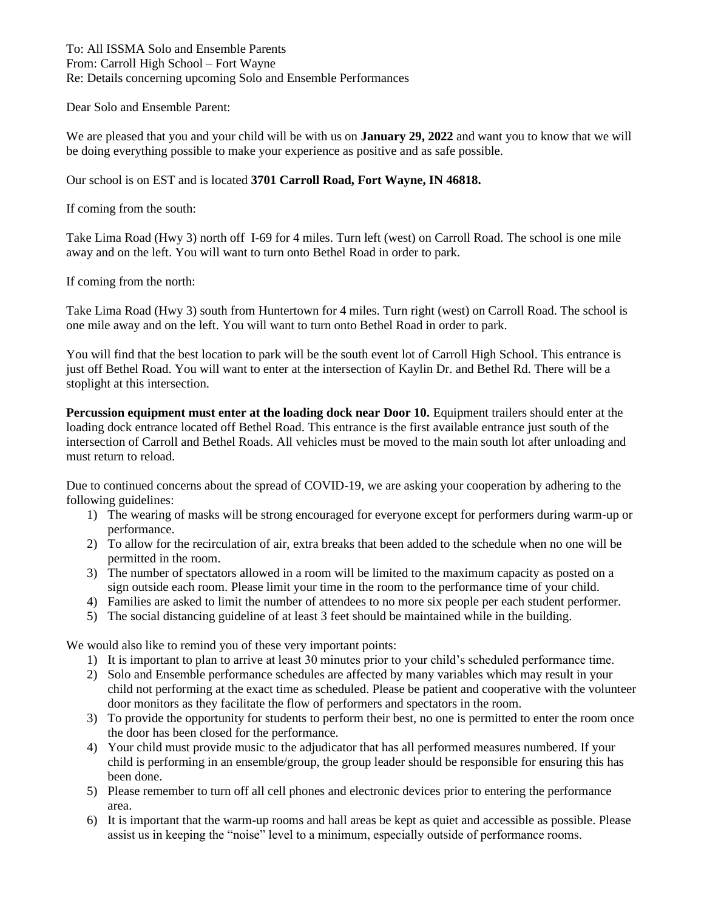To: All ISSMA Solo and Ensemble Parents
From: Carroll High School – Fort Wayne
Re: Details concerning upcoming Solo and Ensemble Performances

Dear Solo and Ensemble Parent:

We are pleased that you and your child will be with us on **January 29, 2022** and want you to know that we will be doing everything possible to make your experience as positive and as safe possible.

Our school is on EST and is located **3701 Carroll Road, Fort Wayne, IN 46818.**

If coming from the south:

Take Lima Road (Hwy 3) north off I-69 for 4 miles. Turn left (west) on Carroll Road. The school is one mile away and on the left. You will want to turn onto Bethel Road in order to park.

If coming from the north:

Take Lima Road (Hwy 3) south from Huntertown for 4 miles. Turn right (west) on Carroll Road. The school is one mile away and on the left. You will want to turn onto Bethel Road in order to park.

You will find that the best location to park will be the south event lot of Carroll High School. This entrance is just off Bethel Road. You will want to enter at the intersection of Kaylin Dr. and Bethel Rd. There will be a stoplight at this intersection.

**Percussion equipment must enter at the loading dock near Door 10.** Equipment trailers should enter at the loading dock entrance located off Bethel Road. This entrance is the first available entrance just south of the intersection of Carroll and Bethel Roads. All vehicles must be moved to the main south lot after unloading and must return to reload.

Due to continued concerns about the spread of COVID-19, we are asking your cooperation by adhering to the following guidelines:

1) The wearing of masks will be strong encouraged for everyone except for performers during warm-up or performance.
2) To allow for the recirculation of air, extra breaks that been added to the schedule when no one will be permitted in the room.
3) The number of spectators allowed in a room will be limited to the maximum capacity as posted on a sign outside each room. Please limit your time in the room to the performance time of your child.
4) Families are asked to limit the number of attendees to no more six people per each student performer.
5) The social distancing guideline of at least 3 feet should be maintained while in the building.

We would also like to remind you of these very important points:

1) It is important to plan to arrive at least 30 minutes prior to your child's scheduled performance time.
2) Solo and Ensemble performance schedules are affected by many variables which may result in your child not performing at the exact time as scheduled. Please be patient and cooperative with the volunteer door monitors as they facilitate the flow of performers and spectators in the room.
3) To provide the opportunity for students to perform their best, no one is permitted to enter the room once the door has been closed for the performance.
4) Your child must provide music to the adjudicator that has all performed measures numbered. If your child is performing in an ensemble/group, the group leader should be responsible for ensuring this has been done.
5) Please remember to turn off all cell phones and electronic devices prior to entering the performance area.
6) It is important that the warm-up rooms and hall areas be kept as quiet and accessible as possible. Please assist us in keeping the "noise" level to a minimum, especially outside of performance rooms.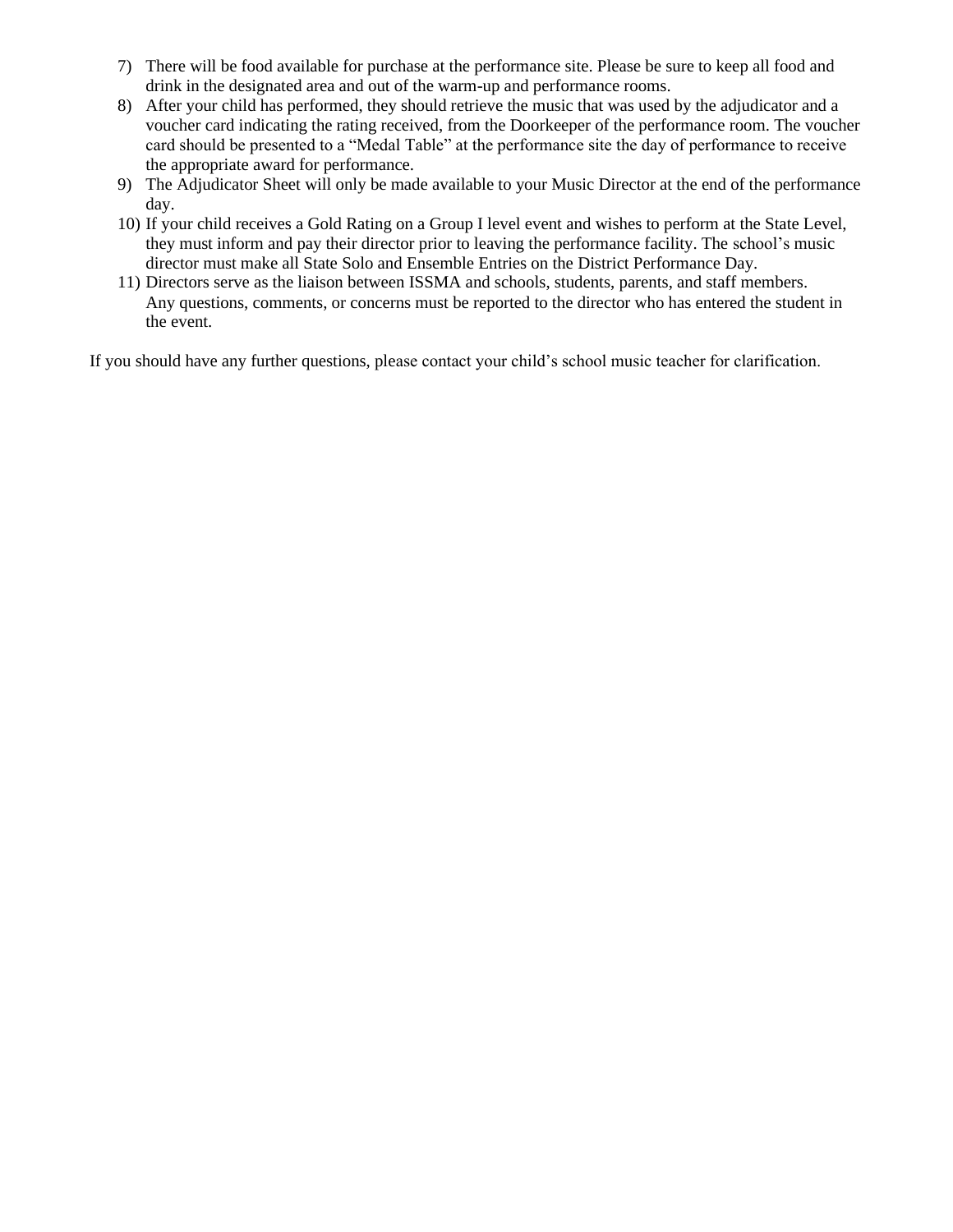7) There will be food available for purchase at the performance site. Please be sure to keep all food and drink in the designated area and out of the warm-up and performance rooms.
8) After your child has performed, they should retrieve the music that was used by the adjudicator and a voucher card indicating the rating received, from the Doorkeeper of the performance room. The voucher card should be presented to a "Medal Table" at the performance site the day of performance to receive the appropriate award for performance.
9) The Adjudicator Sheet will only be made available to your Music Director at the end of the performance day.
10) If your child receives a Gold Rating on a Group I level event and wishes to perform at the State Level, they must inform and pay their director prior to leaving the performance facility. The school's music director must make all State Solo and Ensemble Entries on the District Performance Day.
11) Directors serve as the liaison between ISSMA and schools, students, parents, and staff members. Any questions, comments, or concerns must be reported to the director who has entered the student in the event.

If you should have any further questions, please contact your child's school music teacher for clarification.